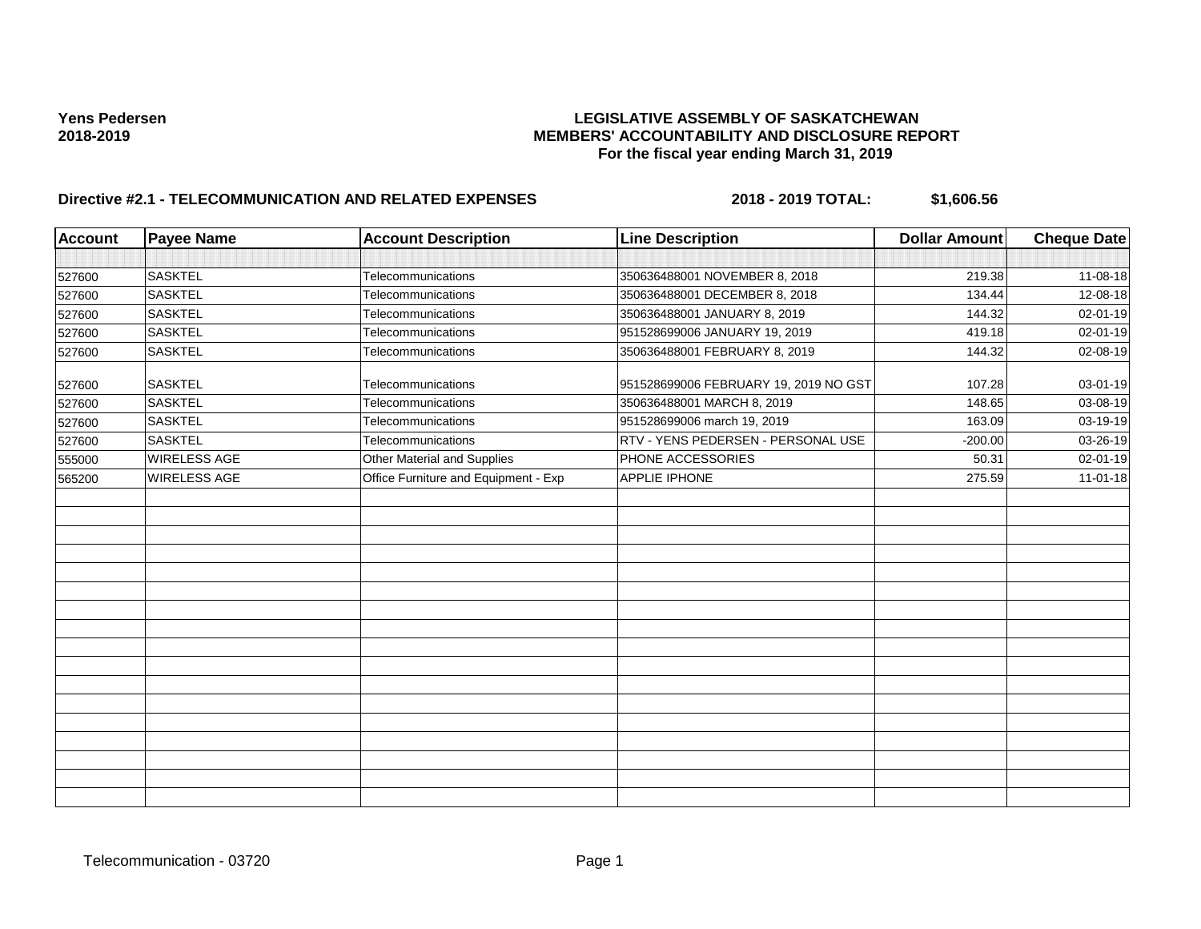**Yens Pedersen**
**2018-2019**

**LEGISLATIVE ASSEMBLY OF SASKATCHEWAN**
**MEMBERS' ACCOUNTABILITY AND DISCLOSURE REPORT**
**For the fiscal year ending March 31, 2019**

**Directive #2.1 - TELECOMMUNICATION AND RELATED EXPENSES** **2018 - 2019 TOTAL: $1,606.56**

| Account | Payee Name | Account Description | Line Description | Dollar Amount | Cheque Date |
|---|---|---|---|---|---|
| 527600 | SASKTEL | Telecommunications | 350636488001 NOVEMBER 8, 2018 | 219.38 | 11-08-18 |
| 527600 | SASKTEL | Telecommunications | 350636488001 DECEMBER 8, 2018 | 134.44 | 12-08-18 |
| 527600 | SASKTEL | Telecommunications | 350636488001 JANUARY 8, 2019 | 144.32 | 02-01-19 |
| 527600 | SASKTEL | Telecommunications | 951528699006 JANUARY 19, 2019 | 419.18 | 02-01-19 |
| 527600 | SASKTEL | Telecommunications | 350636488001 FEBRUARY 8, 2019 | 144.32 | 02-08-19 |
| 527600 | SASKTEL | Telecommunications | 951528699006 FEBRUARY 19, 2019 NO GST | 107.28 | 03-01-19 |
| 527600 | SASKTEL | Telecommunications | 350636488001 MARCH 8, 2019 | 148.65 | 03-08-19 |
| 527600 | SASKTEL | Telecommunications | 951528699006 march 19, 2019 | 163.09 | 03-19-19 |
| 527600 | SASKTEL | Telecommunications | RTV - YENS PEDERSEN - PERSONAL USE | -200.00 | 03-26-19 |
| 555000 | WIRELESS AGE | Other Material and Supplies | PHONE ACCESSORIES | 50.31 | 02-01-19 |
| 565200 | WIRELESS AGE | Office Furniture and Equipment - Exp | APPLIE IPHONE | 275.59 | 11-01-18 |

Telecommunication - 03720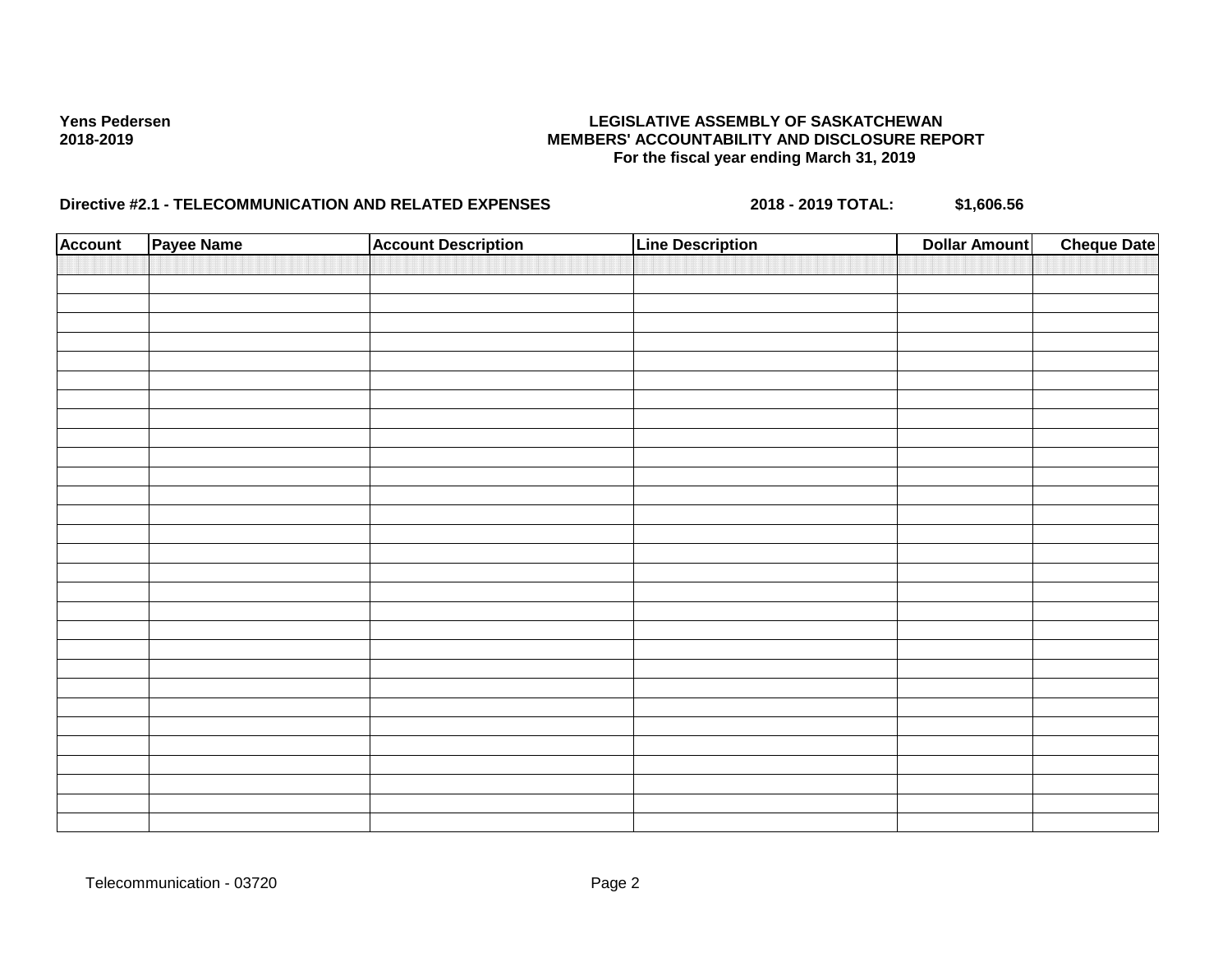**Yens Pedersen**
**2018-2019**

**LEGISLATIVE ASSEMBLY OF SASKATCHEWAN**
**MEMBERS' ACCOUNTABILITY AND DISCLOSURE REPORT**
**For the fiscal year ending March 31, 2019**

**Directive #2.1 - TELECOMMUNICATION AND RELATED EXPENSES** **2018 - 2019 TOTAL:** **$1,606.56**

| Account | Payee Name | Account Description | Line Description | Dollar Amount | Cheque Date |
|---|---|---|---|---|---|
| | | | | | |

Telecommunication - 03720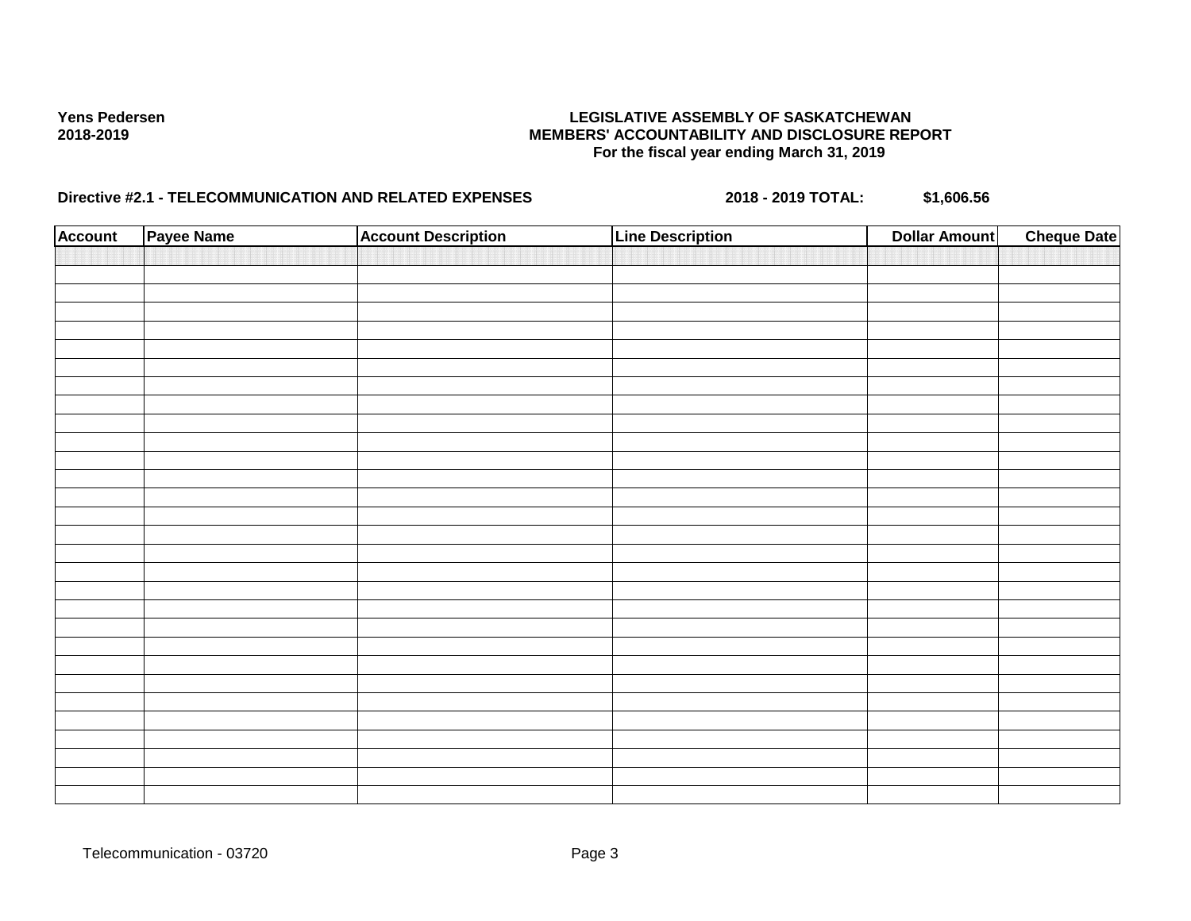**Yens Pedersen**
**2018-2019**

**LEGISLATIVE ASSEMBLY OF SASKATCHEWAN**
**MEMBERS' ACCOUNTABILITY AND DISCLOSURE REPORT**
**For the fiscal year ending March 31, 2019**

**Directive #2.1 - TELECOMMUNICATION AND RELATED EXPENSES** **2018 - 2019 TOTAL: $1,606.56**

| Account | Payee Name | Account Description | Line Description | Dollar Amount | Cheque Date |
|---|---|---|---|---|---|
| | | | | | |

Telecommunication - 03720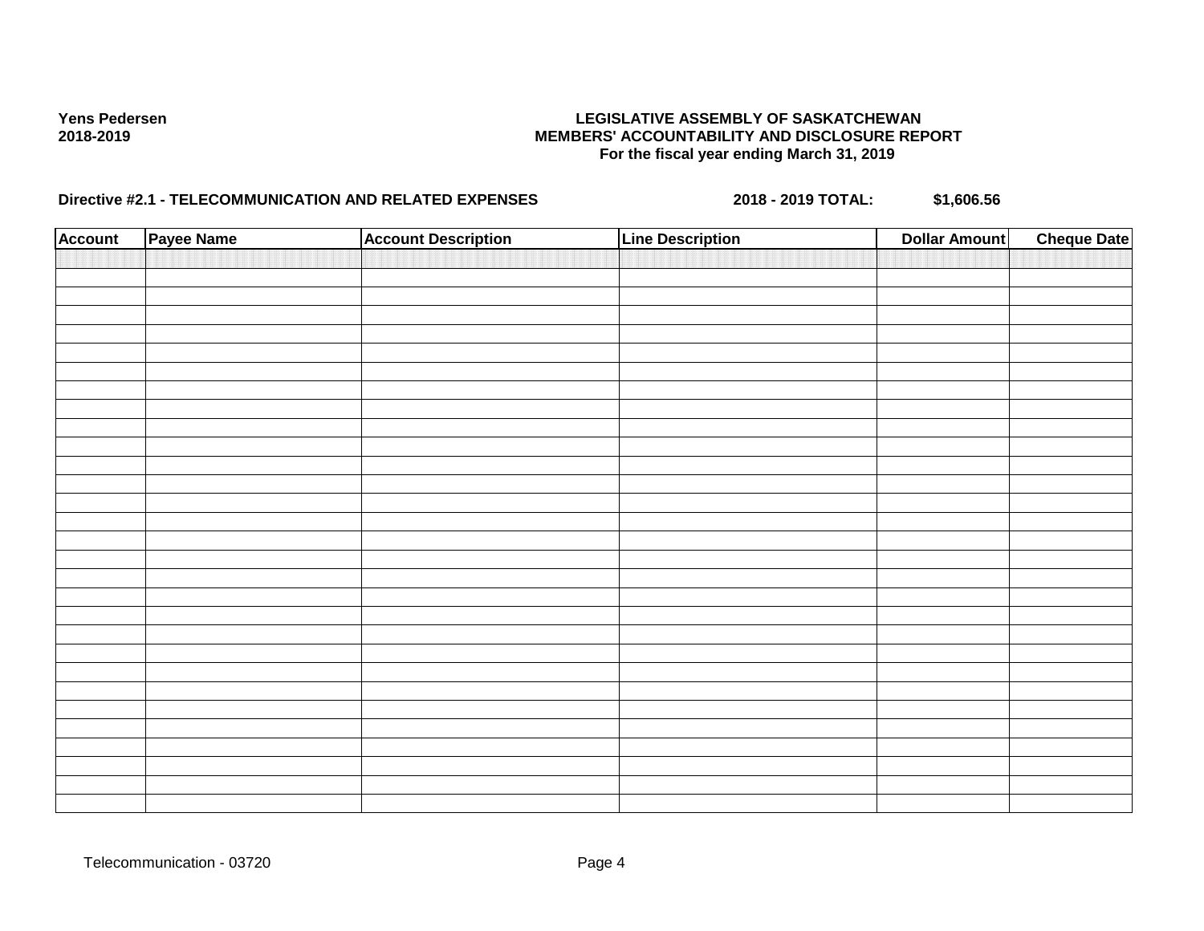**Yens Pedersen**
**2018-2019**

**LEGISLATIVE ASSEMBLY OF SASKATCHEWAN**
**MEMBERS' ACCOUNTABILITY AND DISCLOSURE REPORT**
**For the fiscal year ending March 31, 2019**

**Directive #2.1 - TELECOMMUNICATION AND RELATED EXPENSES** **2018 - 2019 TOTAL:** **$1,606.56**

| Account | Payee Name | Account Description | Line Description | Dollar Amount | Cheque Date |
|---|---|---|---|---|---|
| | | | | | |

Telecommunication - 03720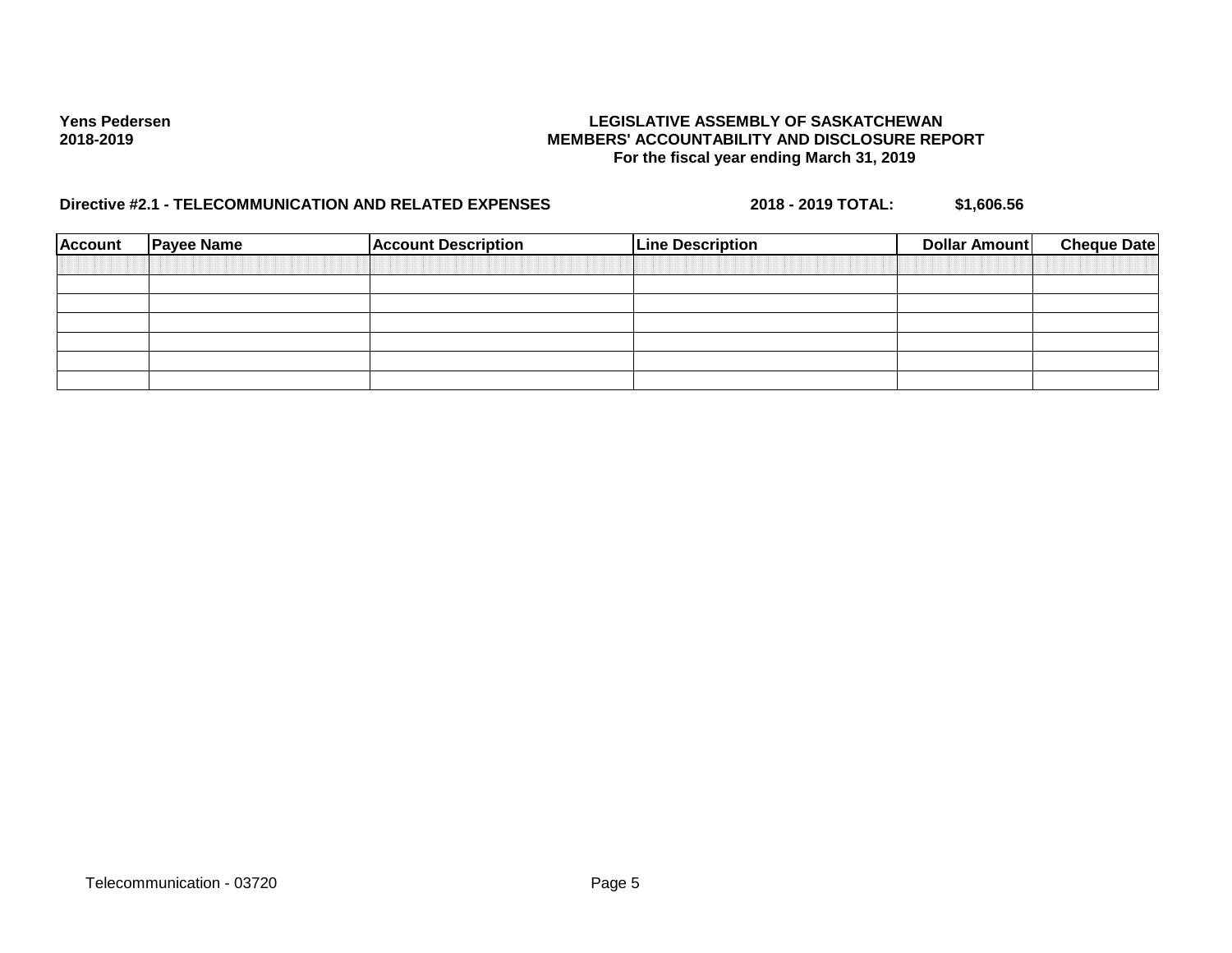**Yens Pedersen**
**2018-2019**

**LEGISLATIVE ASSEMBLY OF SASKATCHEWAN**
**MEMBERS' ACCOUNTABILITY AND DISCLOSURE REPORT**
**For the fiscal year ending March 31, 2019**

**Directive #2.1 - TELECOMMUNICATION AND RELATED EXPENSES** **2018 - 2019 TOTAL: $1,606.56**

| Account | Payee Name | Account Description | Line Description | Dollar Amount | Cheque Date |
|---|---|---|---|---|---|
| | | | | | |
| | | | | | |
| | | | | | |
| | | | | | |
| | | | | | |
| | | | | | |
| | | | | | |

Telecommunication - 03720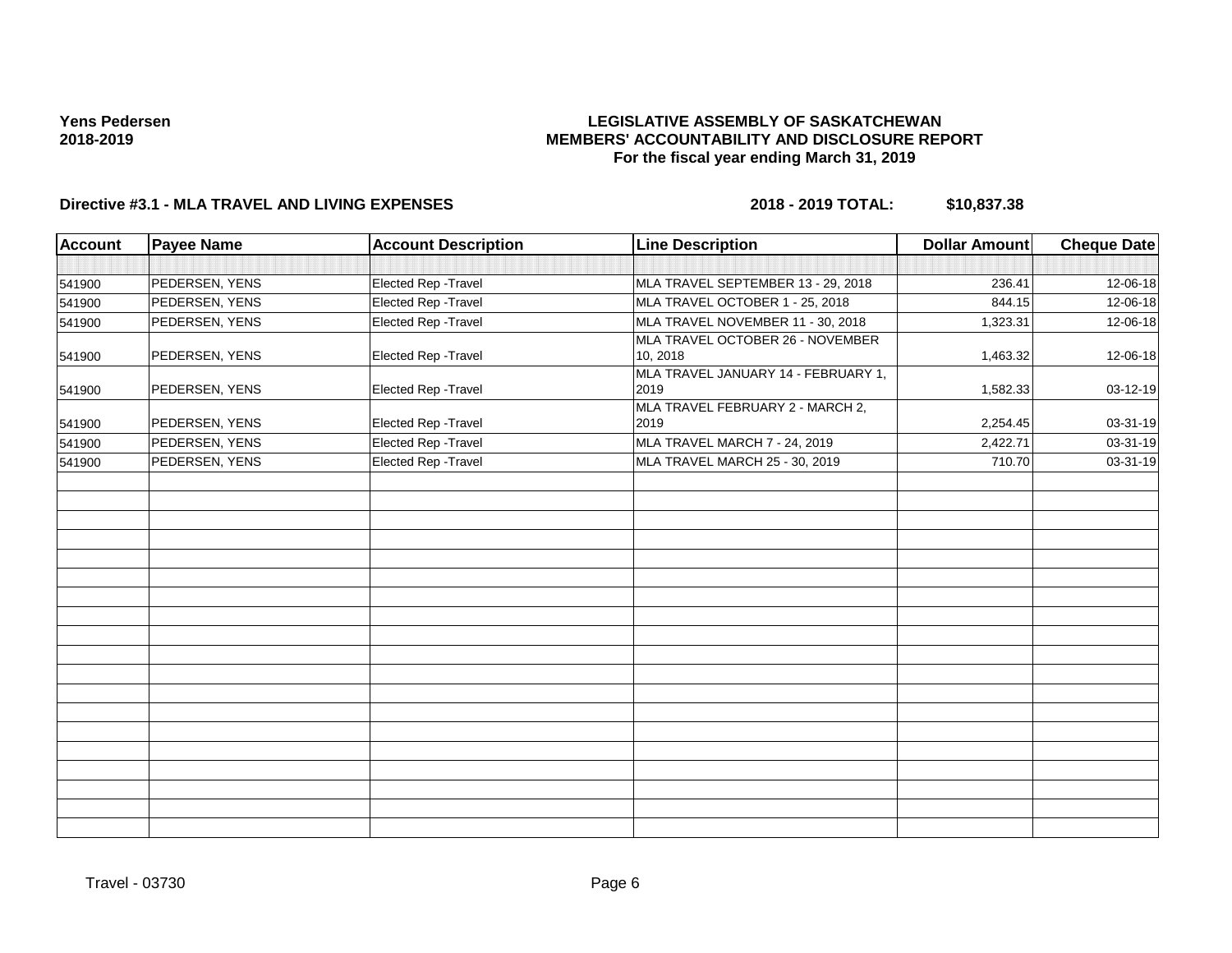Yens Pedersen
2018-2019

**LEGISLATIVE ASSEMBLY OF SASKATCHEWAN**
**MEMBERS' ACCOUNTABILITY AND DISCLOSURE REPORT**
**For the fiscal year ending March 31, 2019**

**Directive #3.1 - MLA TRAVEL AND LIVING EXPENSES** **2018 - 2019 TOTAL: $10,837.38**

| Account | Payee Name | Account Description | Line Description | Dollar Amount | Cheque Date |
|---|---|---|---|---|---|
| 541900 | PEDERSEN, YENS | Elected Rep -Travel | MLA TRAVEL SEPTEMBER 13 - 29, 2018 | 236.41 | 12-06-18 |
| 541900 | PEDERSEN, YENS | Elected Rep -Travel | MLA TRAVEL OCTOBER 1 - 25, 2018 | 844.15 | 12-06-18 |
| 541900 | PEDERSEN, YENS | Elected Rep -Travel | MLA TRAVEL NOVEMBER 11 - 30, 2018 | 1,323.31 | 12-06-18 |
| 541900 | PEDERSEN, YENS | Elected Rep -Travel | MLA TRAVEL OCTOBER 26 - NOVEMBER 10, 2018 | 1,463.32 | 12-06-18 |
| 541900 | PEDERSEN, YENS | Elected Rep -Travel | MLA TRAVEL JANUARY 14 - FEBRUARY 1, 2019 | 1,582.33 | 03-12-19 |
| 541900 | PEDERSEN, YENS | Elected Rep -Travel | MLA TRAVEL FEBRUARY 2 - MARCH 2, 2019 | 2,254.45 | 03-31-19 |
| 541900 | PEDERSEN, YENS | Elected Rep -Travel | MLA TRAVEL MARCH 7 - 24, 2019 | 2,422.71 | 03-31-19 |
| 541900 | PEDERSEN, YENS | Elected Rep -Travel | MLA TRAVEL MARCH 25 - 30, 2019 | 710.70 | 03-31-19 |

Travel - 03730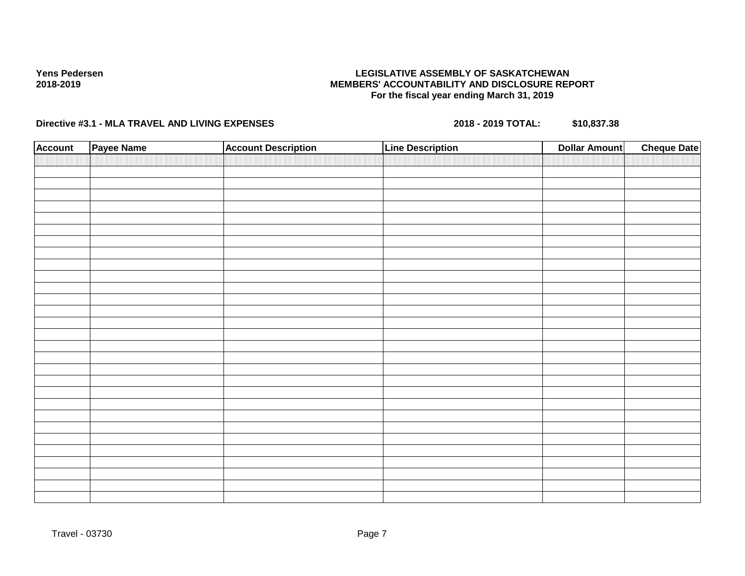Yens Pedersen
2018-2019

**LEGISLATIVE ASSEMBLY OF SASKATCHEWAN**
**MEMBERS' ACCOUNTABILITY AND DISCLOSURE REPORT**
**For the fiscal year ending March 31, 2019**

**Directive #3.1 - MLA TRAVEL AND LIVING EXPENSES** **2018 - 2019 TOTAL: $10,837.38**

| Account | Payee Name | Account Description | Line Description | Dollar Amount | Cheque Date |
|---|---|---|---|---|---|
| | | | | | |

Travel - 03730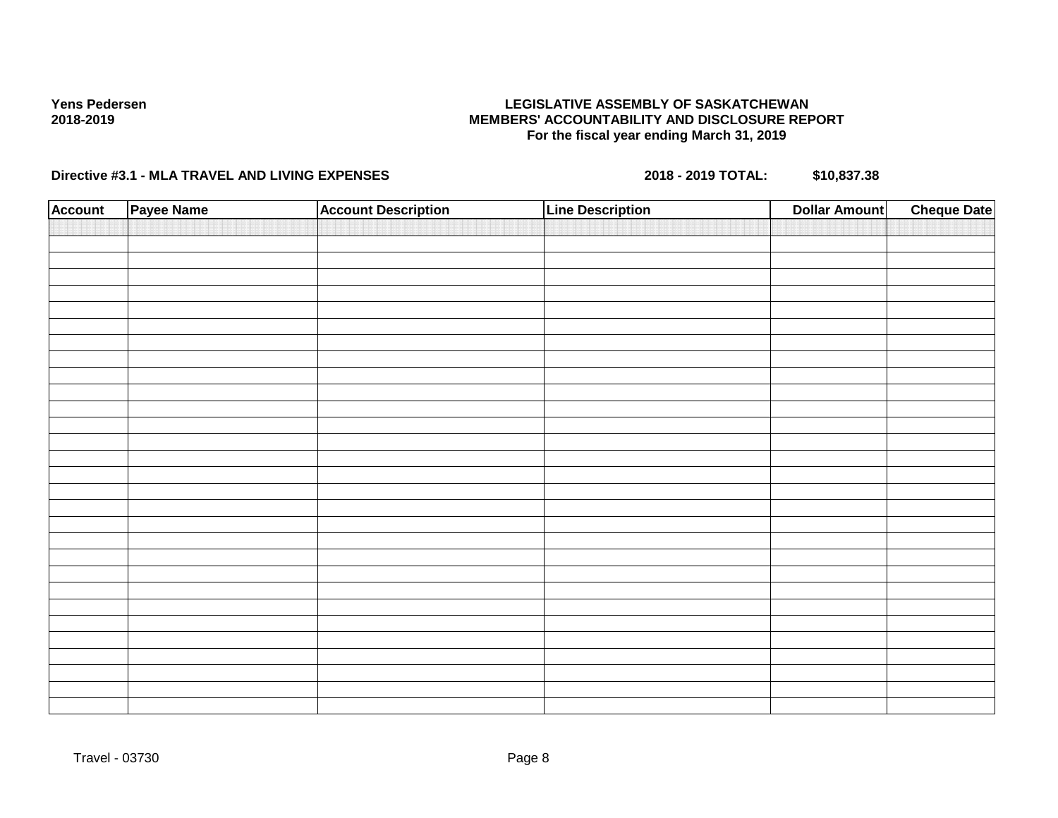**Yens Pedersen**
**2018-2019**

**LEGISLATIVE ASSEMBLY OF SASKATCHEWAN**
**MEMBERS' ACCOUNTABILITY AND DISCLOSURE REPORT**
**For the fiscal year ending March 31, 2019**

**Directive #3.1 - MLA TRAVEL AND LIVING EXPENSES** **2018 - 2019 TOTAL: $10,837.38**

| Account | Payee Name | Account Description | Line Description | Dollar Amount | Cheque Date |
|---|---|---|---|---|---|
| | | | | | |

Travel - 03730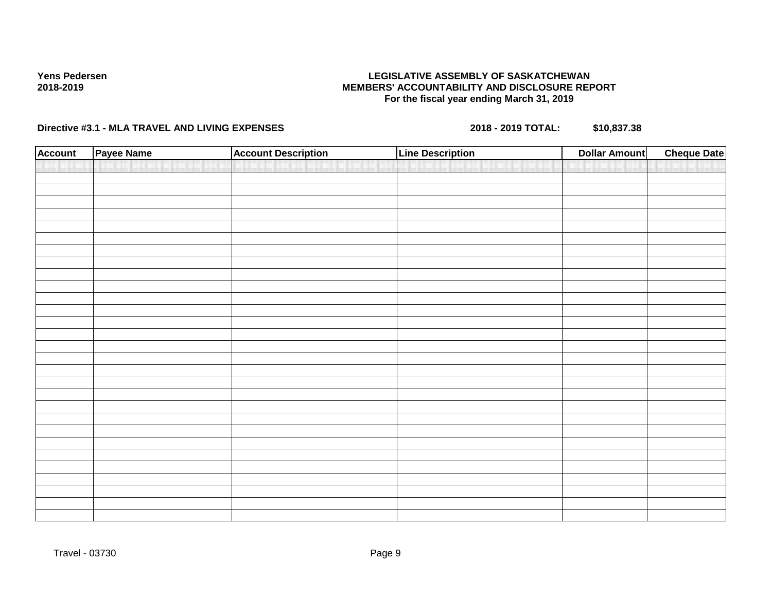**Yens Pedersen**
**2018-2019**

**LEGISLATIVE ASSEMBLY OF SASKATCHEWAN**
**MEMBERS' ACCOUNTABILITY AND DISCLOSURE REPORT**
**For the fiscal year ending March 31, 2019**

**Directive #3.1 - MLA TRAVEL AND LIVING EXPENSES** **2018 - 2019 TOTAL:** **$10,837.38**

| Account | Payee Name | Account Description | Line Description | Dollar Amount | Cheque Date |
|---|---|---|---|---|---|
| | | | | | |

Travel - 03730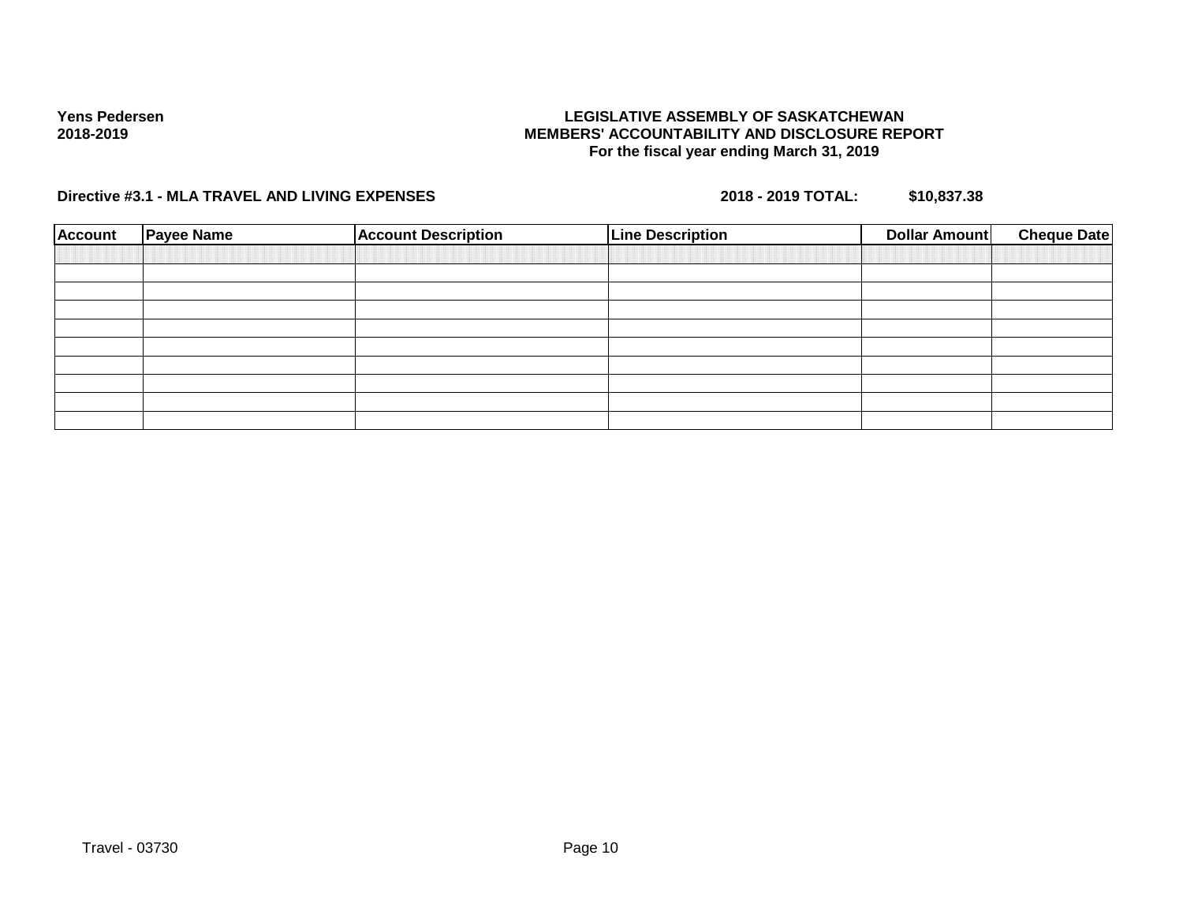**Yens Pedersen**
**2018-2019**

**LEGISLATIVE ASSEMBLY OF SASKATCHEWAN**
**MEMBERS' ACCOUNTABILITY AND DISCLOSURE REPORT**
**For the fiscal year ending March 31, 2019**

**Directive #3.1 - MLA TRAVEL AND LIVING EXPENSES** **2018 - 2019 TOTAL: $10,837.38**

| Account | Payee Name | Account Description | Line Description | Dollar Amount | Cheque Date |
|---|---|---|---|---|---|
| | | | | | |
| | | | | | |
| | | | | | |
| | | | | | |
| | | | | | |
| | | | | | |
| | | | | | |
| | | | | | |
| | | | | | |

Travel - 03730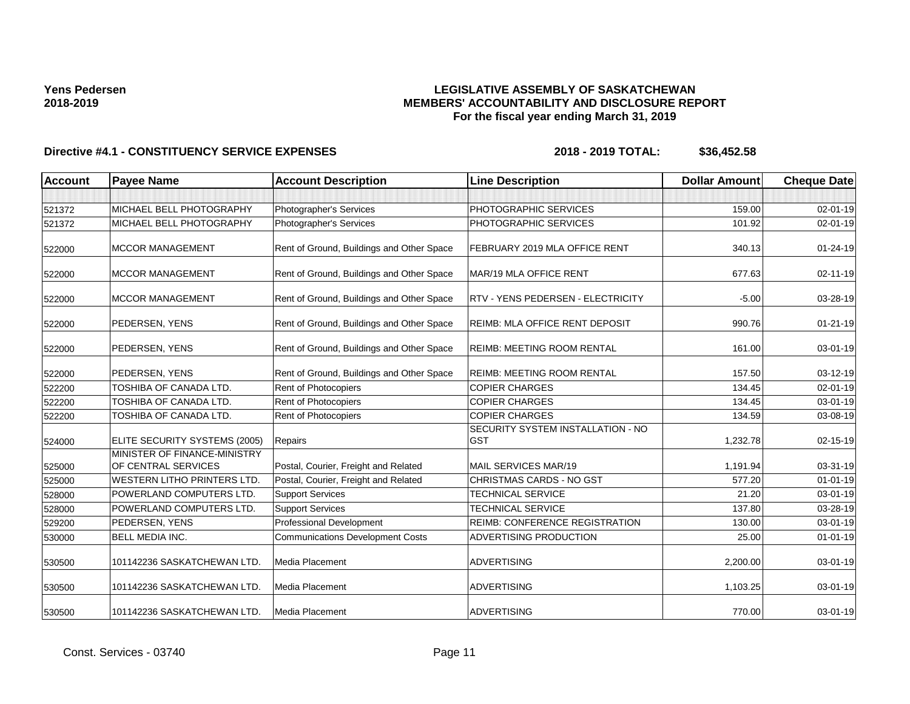Yens Pedersen
2018-2019

**LEGISLATIVE ASSEMBLY OF SASKATCHEWAN**
**MEMBERS' ACCOUNTABILITY AND DISCLOSURE REPORT**
**For the fiscal year ending March 31, 2019**

**Directive #4.1 - CONSTITUENCY SERVICE EXPENSES** **2018 - 2019 TOTAL: $36,452.58**

| Account | Payee Name | Account Description | Line Description | Dollar Amount | Cheque Date |
|---|---|---|---|---|---|
| | | | | | |
| 521372 | MICHAEL BELL PHOTOGRAPHY | Photographer's Services | PHOTOGRAPHIC SERVICES | 159.00 | 02-01-19 |
| 521372 | MICHAEL BELL PHOTOGRAPHY | Photographer's Services | PHOTOGRAPHIC SERVICES | 101.92 | 02-01-19 |
| 522000 | MCCOR MANAGEMENT | Rent of Ground, Buildings and Other Space | FEBRUARY 2019 MLA OFFICE RENT | 340.13 | 01-24-19 |
| 522000 | MCCOR MANAGEMENT | Rent of Ground, Buildings and Other Space | MAR/19 MLA OFFICE RENT | 677.63 | 02-11-19 |
| 522000 | MCCOR MANAGEMENT | Rent of Ground, Buildings and Other Space | RTV - YENS PEDERSEN - ELECTRICITY | -5.00 | 03-28-19 |
| 522000 | PEDERSEN, YENS | Rent of Ground, Buildings and Other Space | REIMB: MLA OFFICE RENT DEPOSIT | 990.76 | 01-21-19 |
| 522000 | PEDERSEN, YENS | Rent of Ground, Buildings and Other Space | REIMB: MEETING ROOM RENTAL | 161.00 | 03-01-19 |
| 522000 | PEDERSEN, YENS | Rent of Ground, Buildings and Other Space | REIMB: MEETING ROOM RENTAL | 157.50 | 03-12-19 |
| 522200 | TOSHIBA OF CANADA LTD. | Rent of Photocopiers | COPIER CHARGES | 134.45 | 02-01-19 |
| 522200 | TOSHIBA OF CANADA LTD. | Rent of Photocopiers | COPIER CHARGES | 134.45 | 03-01-19 |
| 522200 | TOSHIBA OF CANADA LTD. | Rent of Photocopiers | COPIER CHARGES | 134.59 | 03-08-19 |
| 524000 | ELITE SECURITY SYSTEMS (2005) | Repairs | SECURITY SYSTEM INSTALLATION - NO GST | 1,232.78 | 02-15-19 |
| 525000 | MINISTER OF FINANCE-MINISTRY OF CENTRAL SERVICES | Postal, Courier, Freight and Related | MAIL SERVICES MAR/19 | 1,191.94 | 03-31-19 |
| 525000 | WESTERN LITHO PRINTERS LTD. | Postal, Courier, Freight and Related | CHRISTMAS CARDS - NO GST | 577.20 | 01-01-19 |
| 528000 | POWERLAND COMPUTERS LTD. | Support Services | TECHNICAL SERVICE | 21.20 | 03-01-19 |
| 528000 | POWERLAND COMPUTERS LTD. | Support Services | TECHNICAL SERVICE | 137.80 | 03-28-19 |
| 529200 | PEDERSEN, YENS | Professional Development | REIMB: CONFERENCE REGISTRATION | 130.00 | 03-01-19 |
| 530000 | BELL MEDIA INC. | Communications Development Costs | ADVERTISING PRODUCTION | 25.00 | 01-01-19 |
| 530500 | 101142236 SASKATCHEWAN LTD. | Media Placement | ADVERTISING | 2,200.00 | 03-01-19 |
| 530500 | 101142236 SASKATCHEWAN LTD. | Media Placement | ADVERTISING | 1,103.25 | 03-01-19 |
| 530500 | 101142236 SASKATCHEWAN LTD. | Media Placement | ADVERTISING | 770.00 | 03-01-19 |

Const. Services - 03740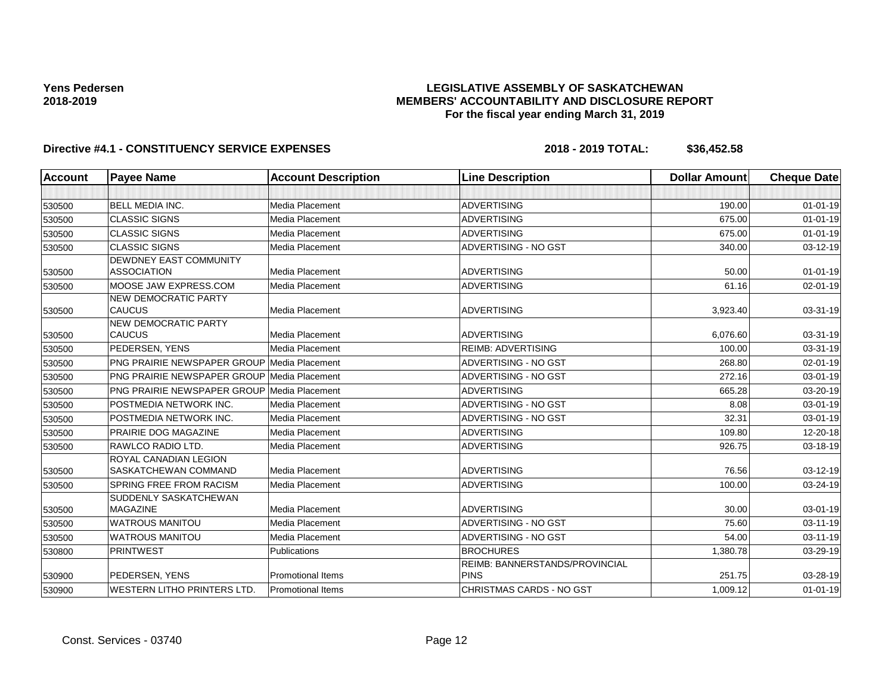Yens Pedersen
2018-2019

# LEGISLATIVE ASSEMBLY OF SASKATCHEWAN
## MEMBERS' ACCOUNTABILITY AND DISCLOSURE REPORT
### For the fiscal year ending March 31, 2019

**Directive #4.1 - CONSTITUENCY SERVICE EXPENSES** **2018 - 2019 TOTAL: $36,452.58**

| Account | Payee Name | Account Description | Line Description | Dollar Amount | Cheque Date |
|---|---|---|---|---|---|
| | | | | | |
| 530500 | BELL MEDIA INC. | Media Placement | ADVERTISING | 190.00 | 01-01-19 |
| 530500 | CLASSIC SIGNS | Media Placement | ADVERTISING | 675.00 | 01-01-19 |
| 530500 | CLASSIC SIGNS | Media Placement | ADVERTISING | 675.00 | 01-01-19 |
| 530500 | CLASSIC SIGNS | Media Placement | ADVERTISING - NO GST | 340.00 | 03-12-19 |
| 530500 | DEWDNEY EAST COMMUNITY ASSOCIATION | Media Placement | ADVERTISING | 50.00 | 01-01-19 |
| 530500 | MOOSE JAW EXPRESS.COM | Media Placement | ADVERTISING | 61.16 | 02-01-19 |
| 530500 | NEW DEMOCRATIC PARTY CAUCUS | Media Placement | ADVERTISING | 3,923.40 | 03-31-19 |
| 530500 | NEW DEMOCRATIC PARTY CAUCUS | Media Placement | ADVERTISING | 6,076.60 | 03-31-19 |
| 530500 | PEDERSEN, YENS | Media Placement | REIMB: ADVERTISING | 100.00 | 03-31-19 |
| 530500 | PNG PRAIRIE NEWSPAPER GROUP | Media Placement | ADVERTISING - NO GST | 268.80 | 02-01-19 |
| 530500 | PNG PRAIRIE NEWSPAPER GROUP | Media Placement | ADVERTISING - NO GST | 272.16 | 03-01-19 |
| 530500 | PNG PRAIRIE NEWSPAPER GROUP | Media Placement | ADVERTISING | 665.28 | 03-20-19 |
| 530500 | POSTMEDIA NETWORK INC. | Media Placement | ADVERTISING - NO GST | 8.08 | 03-01-19 |
| 530500 | POSTMEDIA NETWORK INC. | Media Placement | ADVERTISING - NO GST | 32.31 | 03-01-19 |
| 530500 | PRAIRIE DOG MAGAZINE | Media Placement | ADVERTISING | 109.80 | 12-20-18 |
| 530500 | RAWLCO RADIO LTD. | Media Placement | ADVERTISING | 926.75 | 03-18-19 |
| 530500 | ROYAL CANADIAN LEGION SASKATCHEWAN COMMAND | Media Placement | ADVERTISING | 76.56 | 03-12-19 |
| 530500 | SPRING FREE FROM RACISM | Media Placement | ADVERTISING | 100.00 | 03-24-19 |
| 530500 | SUDDENLY SASKATCHEWAN MAGAZINE | Media Placement | ADVERTISING | 30.00 | 03-01-19 |
| 530500 | WATROUS MANITOU | Media Placement | ADVERTISING - NO GST | 75.60 | 03-11-19 |
| 530500 | WATROUS MANITOU | Media Placement | ADVERTISING - NO GST | 54.00 | 03-11-19 |
| 530800 | PRINTWEST | Publications | BROCHURES | 1,380.78 | 03-29-19 |
| 530900 | PEDERSEN, YENS | Promotional Items | REIMB: BANNERSTANDS/PROVINCIAL PINS | 251.75 | 03-28-19 |
| 530900 | WESTERN LITHO PRINTERS LTD. | Promotional Items | CHRISTMAS CARDS - NO GST | 1,009.12 | 01-01-19 |

Const. Services - 03740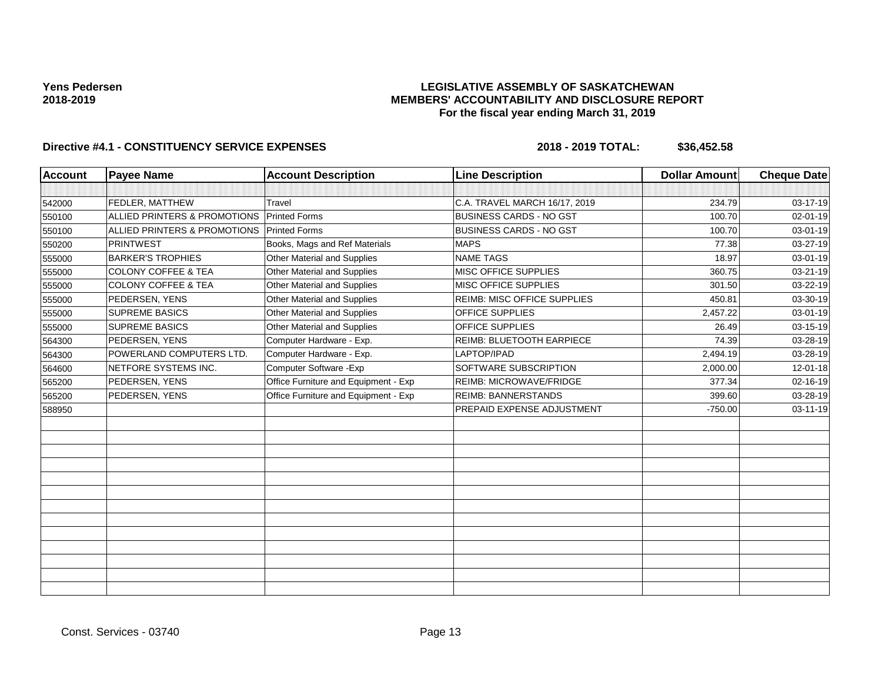Yens Pedersen
2018-2019

**LEGISLATIVE ASSEMBLY OF SASKATCHEWAN**
**MEMBERS' ACCOUNTABILITY AND DISCLOSURE REPORT**
**For the fiscal year ending March 31, 2019**

**Directive #4.1 - CONSTITUENCY SERVICE EXPENSES** **2018 - 2019 TOTAL: $36,452.58**

| Account | Payee Name | Account Description | Line Description | Dollar Amount | Cheque Date |
|---|---|---|---|---|---|
| | | | | | |
| 542000 | FEDLER, MATTHEW | Travel | C.A. TRAVEL MARCH 16/17, 2019 | 234.79 | 03-17-19 |
| 550100 | ALLIED PRINTERS & PROMOTIONS | Printed Forms | BUSINESS CARDS - NO GST | 100.70 | 02-01-19 |
| 550100 | ALLIED PRINTERS & PROMOTIONS | Printed Forms | BUSINESS CARDS - NO GST | 100.70 | 03-01-19 |
| 550200 | PRINTWEST | Books, Mags and Ref Materials | MAPS | 77.38 | 03-27-19 |
| 555000 | BARKER'S TROPHIES | Other Material and Supplies | NAME TAGS | 18.97 | 03-01-19 |
| 555000 | COLONY COFFEE & TEA | Other Material and Supplies | MISC OFFICE SUPPLIES | 360.75 | 03-21-19 |
| 555000 | COLONY COFFEE & TEA | Other Material and Supplies | MISC OFFICE SUPPLIES | 301.50 | 03-22-19 |
| 555000 | PEDERSEN, YENS | Other Material and Supplies | REIMB: MISC OFFICE SUPPLIES | 450.81 | 03-30-19 |
| 555000 | SUPREME BASICS | Other Material and Supplies | OFFICE SUPPLIES | 2,457.22 | 03-01-19 |
| 555000 | SUPREME BASICS | Other Material and Supplies | OFFICE SUPPLIES | 26.49 | 03-15-19 |
| 564300 | PEDERSEN, YENS | Computer Hardware - Exp. | REIMB: BLUETOOTH EARPIECE | 74.39 | 03-28-19 |
| 564300 | POWERLAND COMPUTERS LTD. | Computer Hardware - Exp. | LAPTOP/IPAD | 2,494.19 | 03-28-19 |
| 564600 | NETFORE SYSTEMS INC. | Computer Software -Exp | SOFTWARE SUBSCRIPTION | 2,000.00 | 12-01-18 |
| 565200 | PEDERSEN, YENS | Office Furniture and Equipment - Exp | REIMB: MICROWAVE/FRIDGE | 377.34 | 02-16-19 |
| 565200 | PEDERSEN, YENS | Office Furniture and Equipment - Exp | REIMB: BANNERSTANDS | 399.60 | 03-28-19 |
| 588950 | | | PREPAID EXPENSE ADJUSTMENT | -750.00 | 03-11-19 |

Const. Services - 03740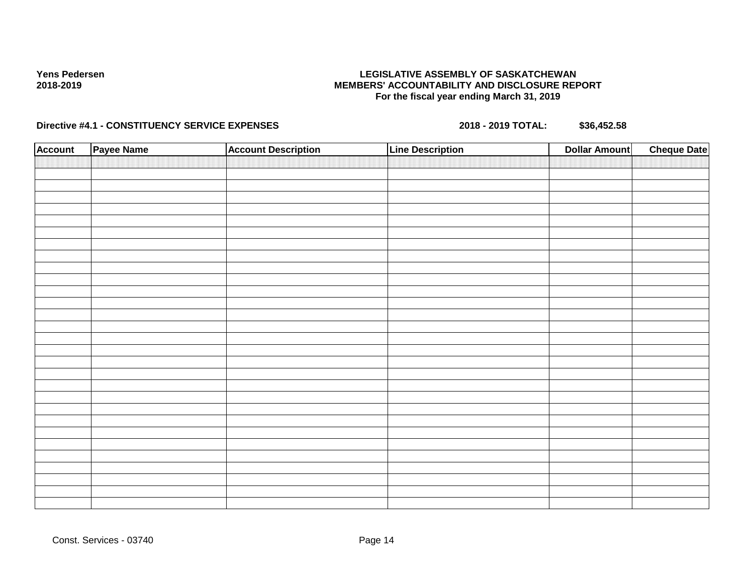**Yens Pedersen**
**2018-2019**

**LEGISLATIVE ASSEMBLY OF SASKATCHEWAN**
**MEMBERS' ACCOUNTABILITY AND DISCLOSURE REPORT**
**For the fiscal year ending March 31, 2019**

**Directive #4.1 - CONSTITUENCY SERVICE EXPENSES** **2018 - 2019 TOTAL: $36,452.58**

| Account | Payee Name | Account Description | Line Description | Dollar Amount | Cheque Date |
|---|---|---|---|---|---|
| | | | | | |

Const. Services - 03740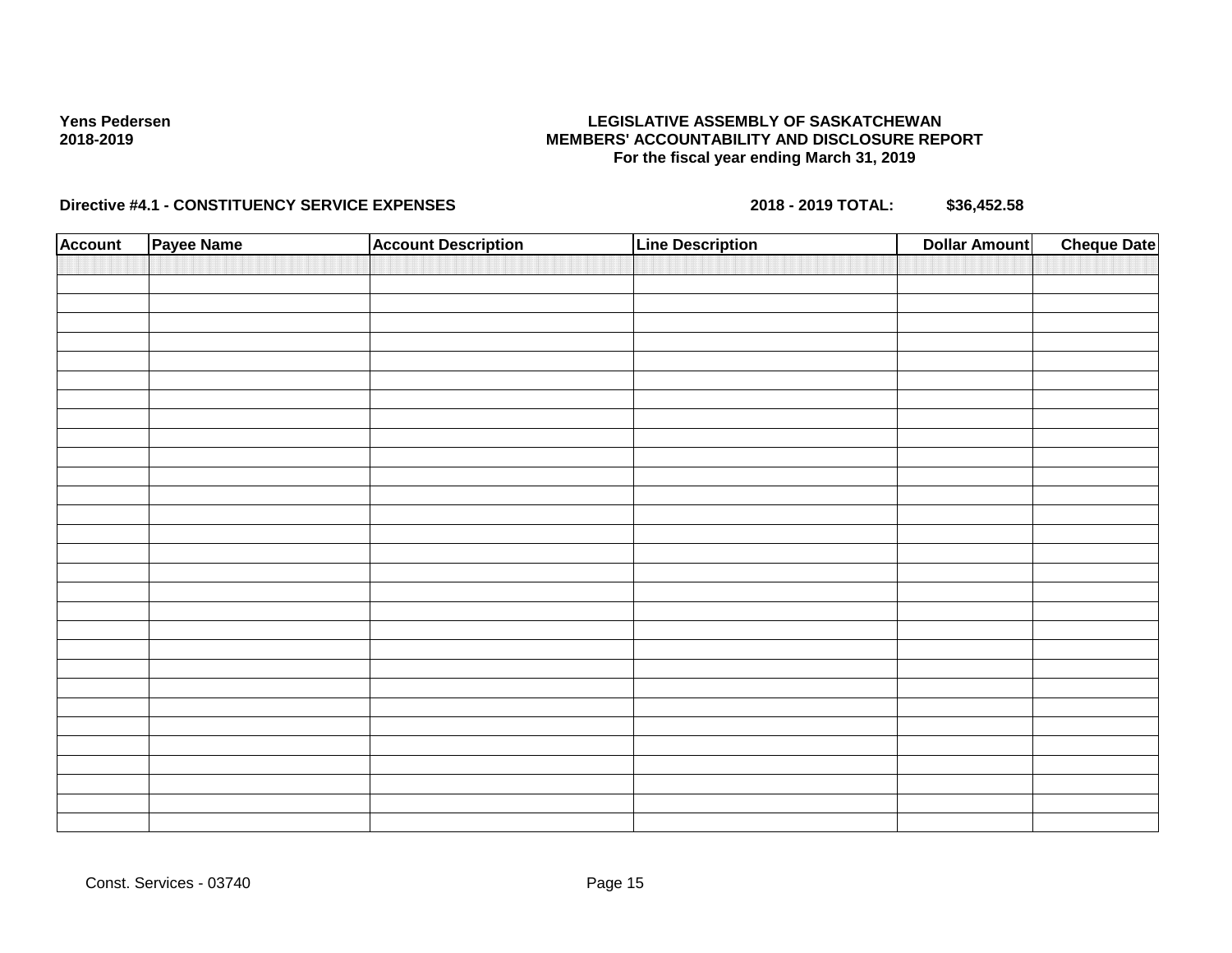**Yens Pedersen**
**2018-2019**

**LEGISLATIVE ASSEMBLY OF SASKATCHEWAN**
**MEMBERS' ACCOUNTABILITY AND DISCLOSURE REPORT**
**For the fiscal year ending March 31, 2019**

**Directive #4.1 - CONSTITUENCY SERVICE EXPENSES** **2018 - 2019 TOTAL: $36,452.58**

| Account | Payee Name | Account Description | Line Description | Dollar Amount | Cheque Date |
|---|---|---|---|---|---|
| | | | | | |

Const. Services - 03740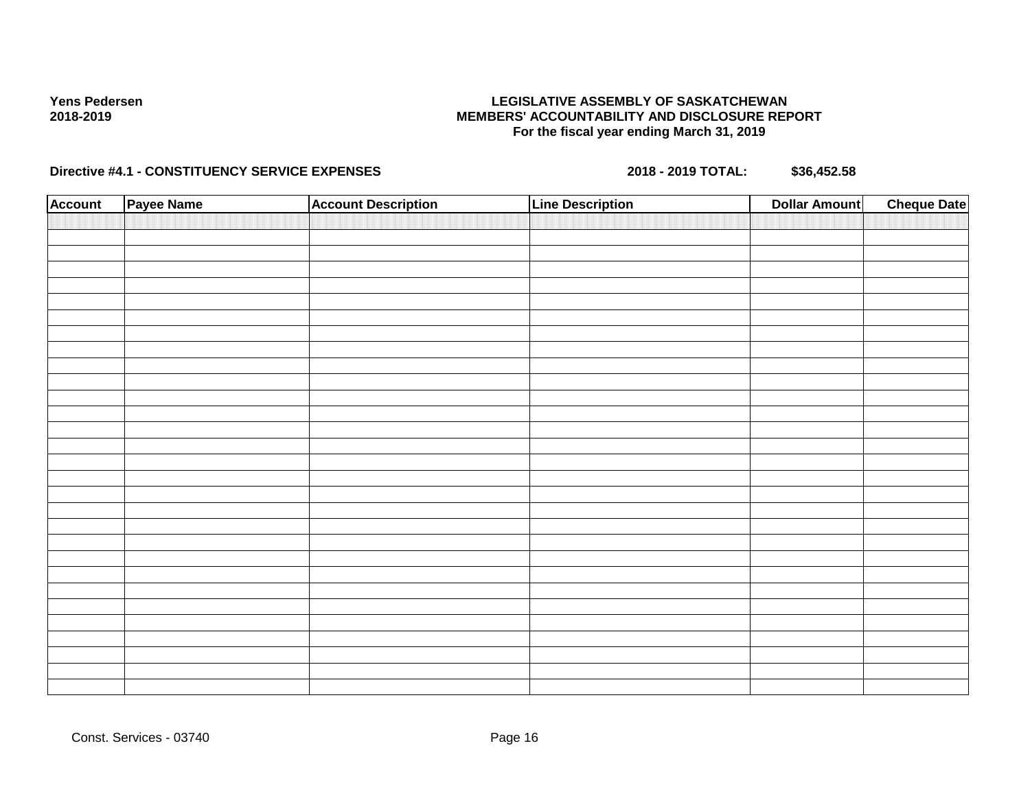**Yens Pedersen**
**2018-2019**

**LEGISLATIVE ASSEMBLY OF SASKATCHEWAN**
**MEMBERS' ACCOUNTABILITY AND DISCLOSURE REPORT**
**For the fiscal year ending March 31, 2019**

**Directive #4.1 - CONSTITUENCY SERVICE EXPENSES** **2018 - 2019 TOTAL: $36,452.58**

| Account | Payee Name | Account Description | Line Description | Dollar Amount | Cheque Date |
|---|---|---|---|---|---|
| | | | | | |

Const. Services - 03740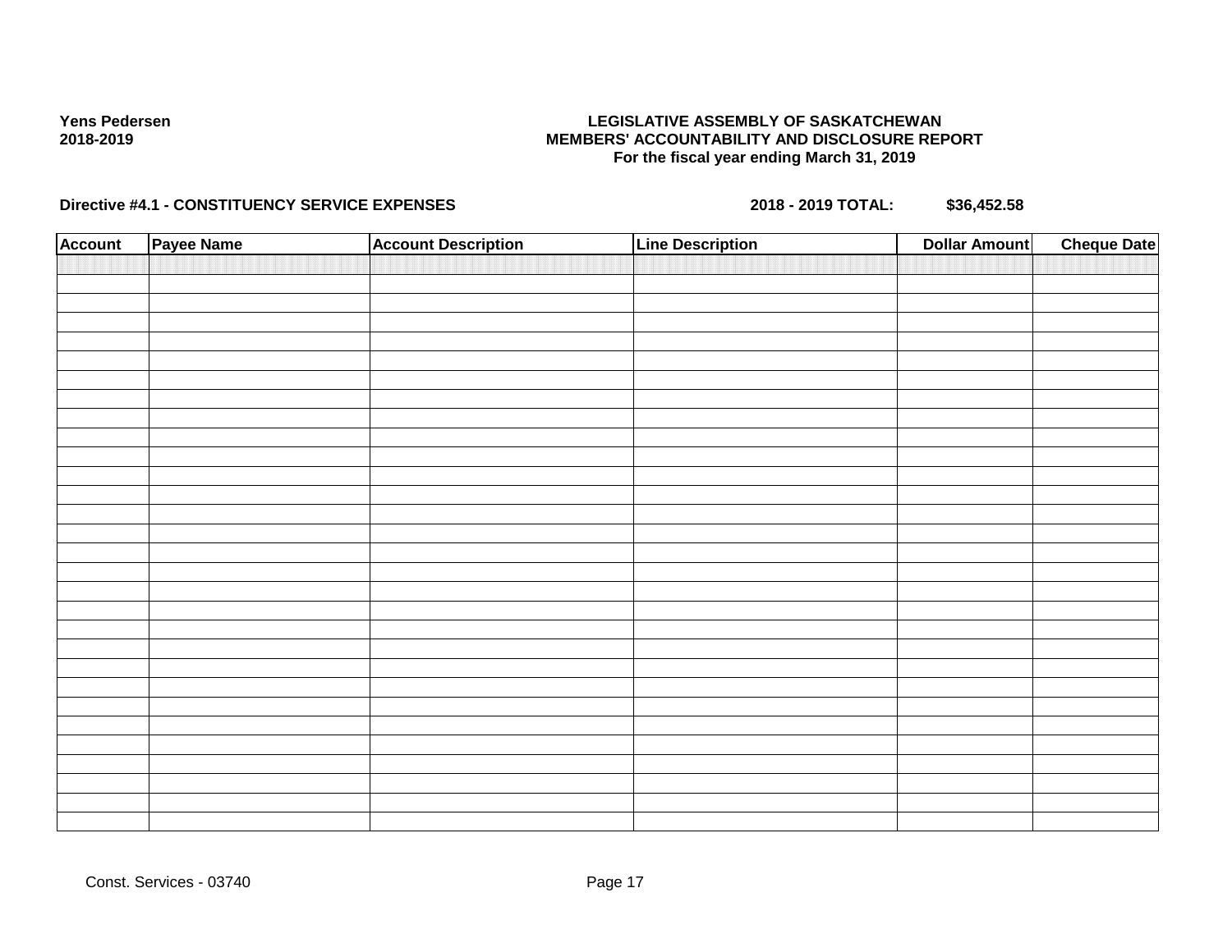**Yens Pedersen**
**2018-2019**

**LEGISLATIVE ASSEMBLY OF SASKATCHEWAN**
**MEMBERS' ACCOUNTABILITY AND DISCLOSURE REPORT**
**For the fiscal year ending March 31, 2019**

**Directive #4.1 - CONSTITUENCY SERVICE EXPENSES** **2018 - 2019 TOTAL: $36,452.58**

| Account | Payee Name | Account Description | Line Description | Dollar Amount | Cheque Date |
|---|---|---|---|---|---|
| | | | | | |

Const. Services - 03740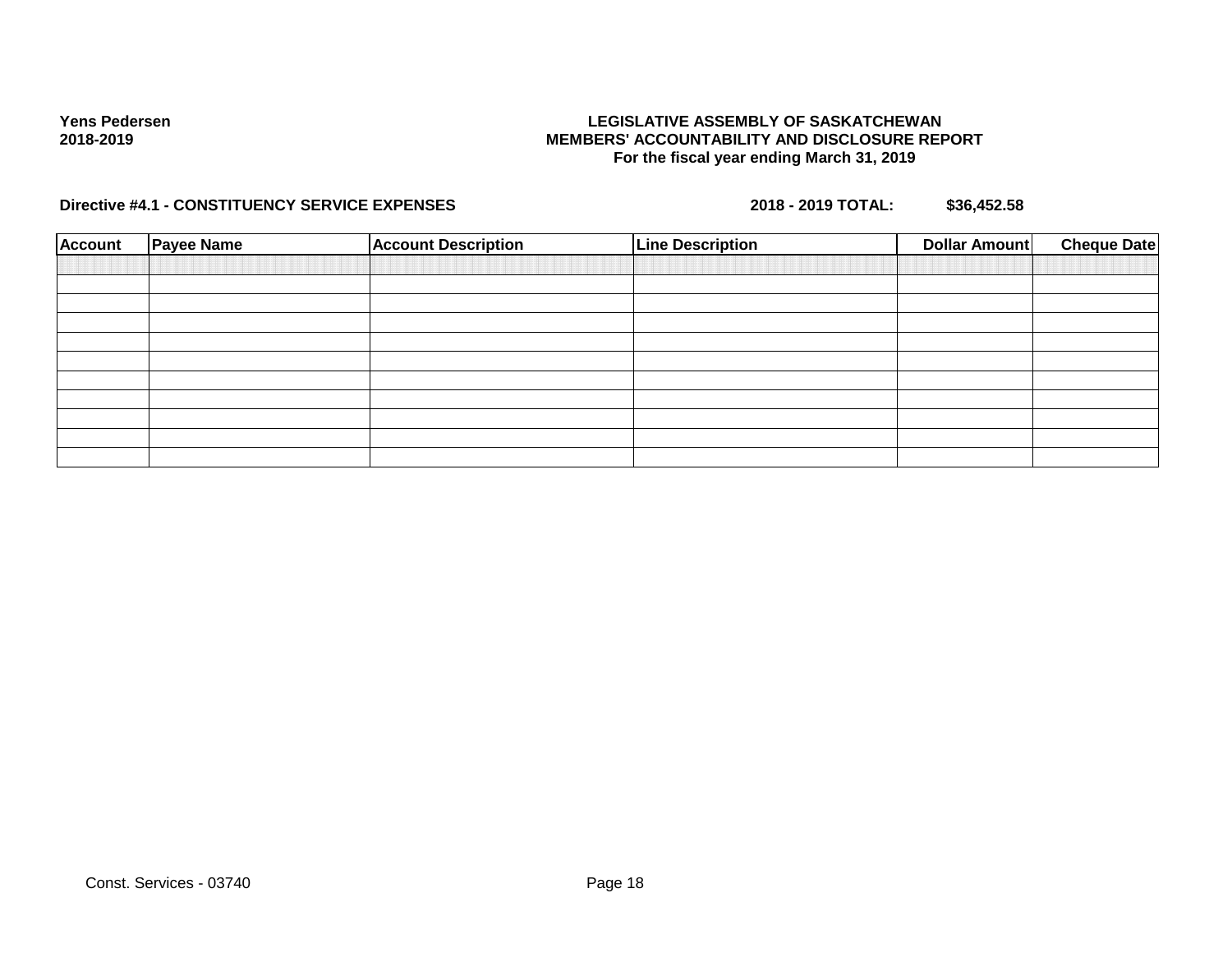**Yens Pedersen**
**2018-2019**

**LEGISLATIVE ASSEMBLY OF SASKATCHEWAN**
**MEMBERS' ACCOUNTABILITY AND DISCLOSURE REPORT**
**For the fiscal year ending March 31, 2019**

**Directive #4.1 - CONSTITUENCY SERVICE EXPENSES** **2018 - 2019 TOTAL: $36,452.58**

| Account | Payee Name | Account Description | Line Description | Dollar Amount | Cheque Date |
|---|---|---|---|---|---|
| | | | | | |
| | | | | | |
| | | | | | |
| | | | | | |
| | | | | | |
| | | | | | |
| | | | | | |
| | | | | | |
| | | | | | |
| | | | | | |

Const. Services - 03740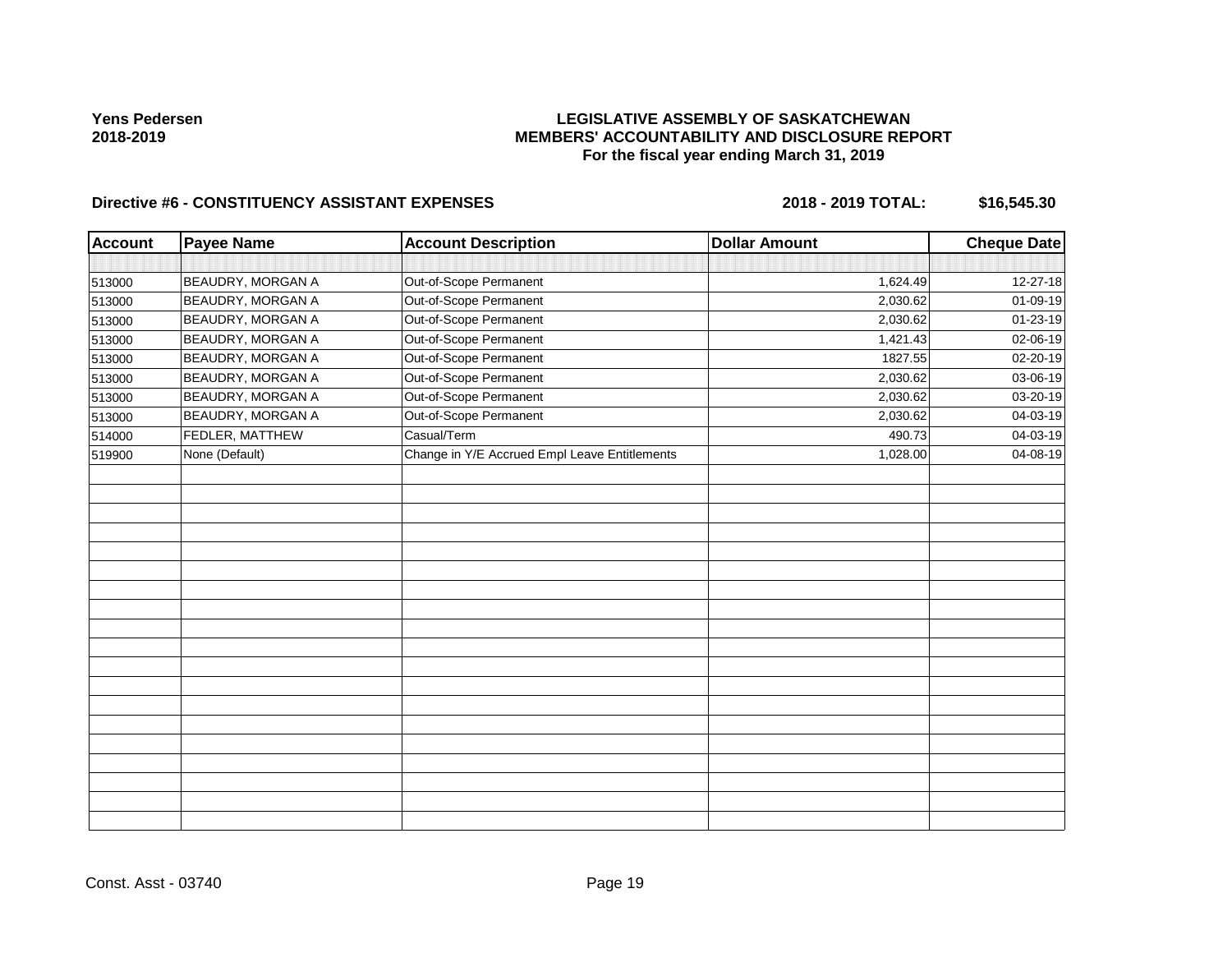**Yens Pedersen**
**2018-2019**

# LEGISLATIVE ASSEMBLY OF SASKATCHEWAN
## MEMBERS' ACCOUNTABILITY AND DISCLOSURE REPORT
### For the fiscal year ending March 31, 2019

**Directive #6 - CONSTITUENCY ASSISTANT EXPENSES** **2018 - 2019 TOTAL: $16,545.30**

| Account | Payee Name | Account Description | Dollar Amount | Cheque Date |
|---|---|---|---|---|
| 513000 | BEAUDRY, MORGAN A | Out-of-Scope Permanent | 1,624.49 | 12-27-18 |
| 513000 | BEAUDRY, MORGAN A | Out-of-Scope Permanent | 2,030.62 | 01-09-19 |
| 513000 | BEAUDRY, MORGAN A | Out-of-Scope Permanent | 2,030.62 | 01-23-19 |
| 513000 | BEAUDRY, MORGAN A | Out-of-Scope Permanent | 1,421.43 | 02-06-19 |
| 513000 | BEAUDRY, MORGAN A | Out-of-Scope Permanent | 1827.55 | 02-20-19 |
| 513000 | BEAUDRY, MORGAN A | Out-of-Scope Permanent | 2,030.62 | 03-06-19 |
| 513000 | BEAUDRY, MORGAN A | Out-of-Scope Permanent | 2,030.62 | 03-20-19 |
| 513000 | BEAUDRY, MORGAN A | Out-of-Scope Permanent | 2,030.62 | 04-03-19 |
| 514000 | FEDLER, MATTHEW | Casual/Term | 490.73 | 04-03-19 |
| 519900 | None (Default) | Change in Y/E Accrued Empl Leave Entitlements | 1,028.00 | 04-08-19 |

Const. Asst - 03740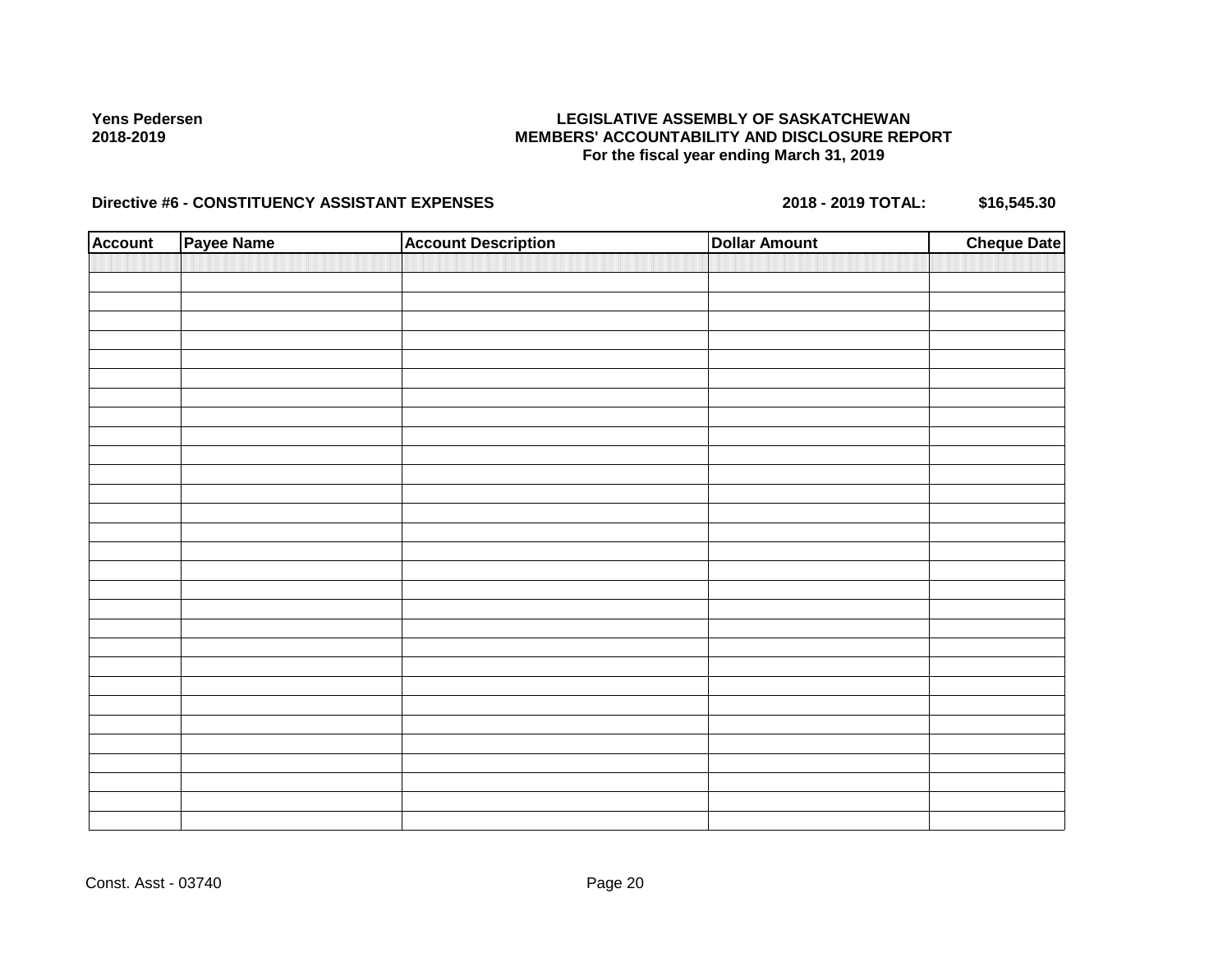**Yens Pedersen**
**2018-2019**

**LEGISLATIVE ASSEMBLY OF SASKATCHEWAN**
**MEMBERS' ACCOUNTABILITY AND DISCLOSURE REPORT**
**For the fiscal year ending March 31, 2019**

**Directive #6 - CONSTITUENCY ASSISTANT EXPENSES** **2018 - 2019 TOTAL: $16,545.30**

| Account | Payee Name | Account Description | Dollar Amount | Cheque Date |
|---|---|---|---|---|
| | | | | |

Const. Asst - 03740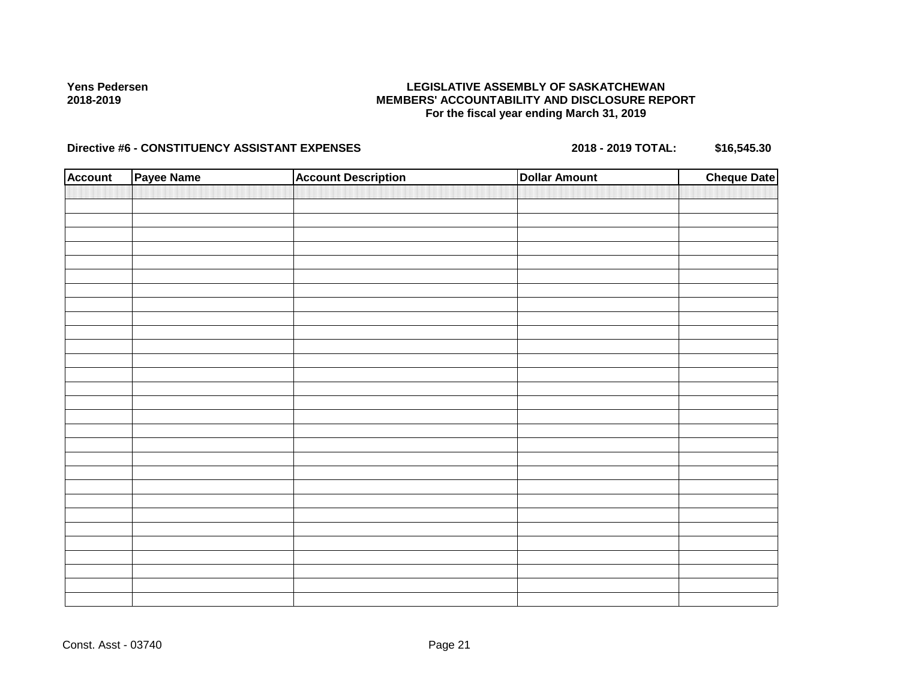**Yens Pedersen**
**2018-2019**

**LEGISLATIVE ASSEMBLY OF SASKATCHEWAN**
**MEMBERS' ACCOUNTABILITY AND DISCLOSURE REPORT**
**For the fiscal year ending March 31, 2019**

**Directive #6 - CONSTITUENCY ASSISTANT EXPENSES** **2018 - 2019 TOTAL: $16,545.30**

| Account | Payee Name | Account Description | Dollar Amount | Cheque Date |
|---|---|---|---|---|
| | | | | |

Const. Asst - 03740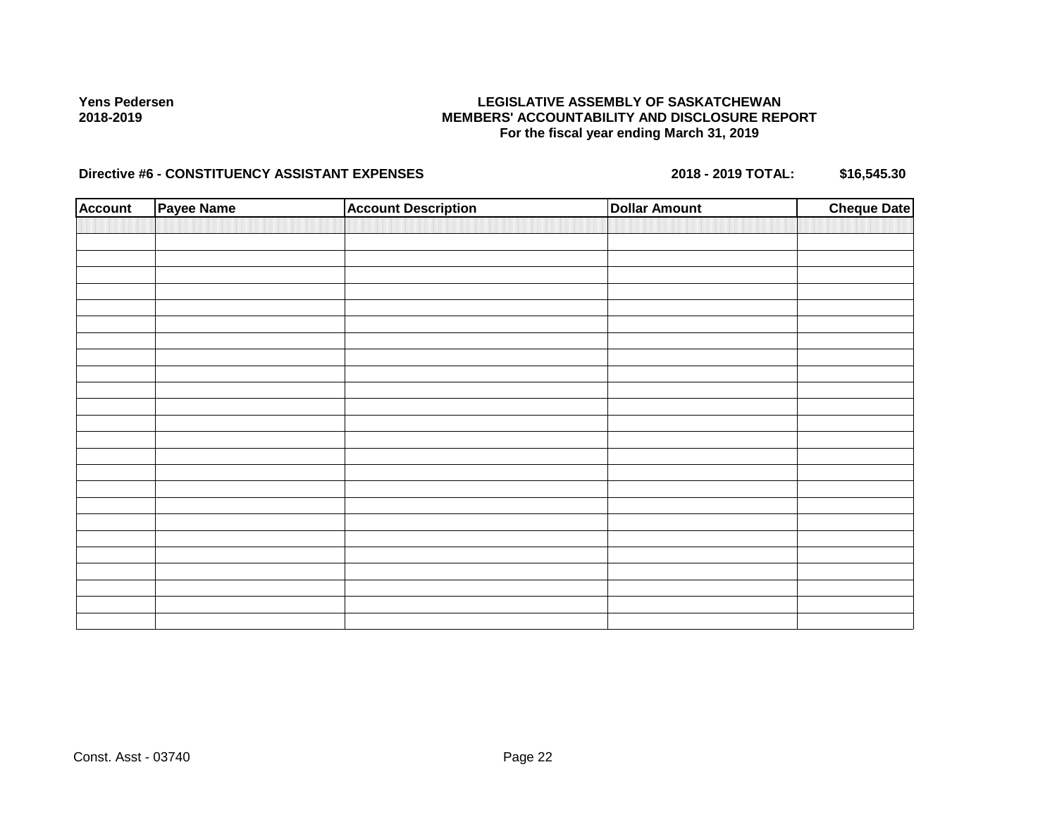**Yens Pedersen**
**2018-2019**

# LEGISLATIVE ASSEMBLY OF SASKATCHEWAN
## MEMBERS' ACCOUNTABILITY AND DISCLOSURE REPORT
### For the fiscal year ending March 31, 2019

**Directive #6 - CONSTITUENCY ASSISTANT EXPENSES** **2018 - 2019 TOTAL: $16,545.30**

| Account | Payee Name | Account Description | Dollar Amount | Cheque Date |
|---|---|---|---|---|
| | | | | |

Const. Asst - 03740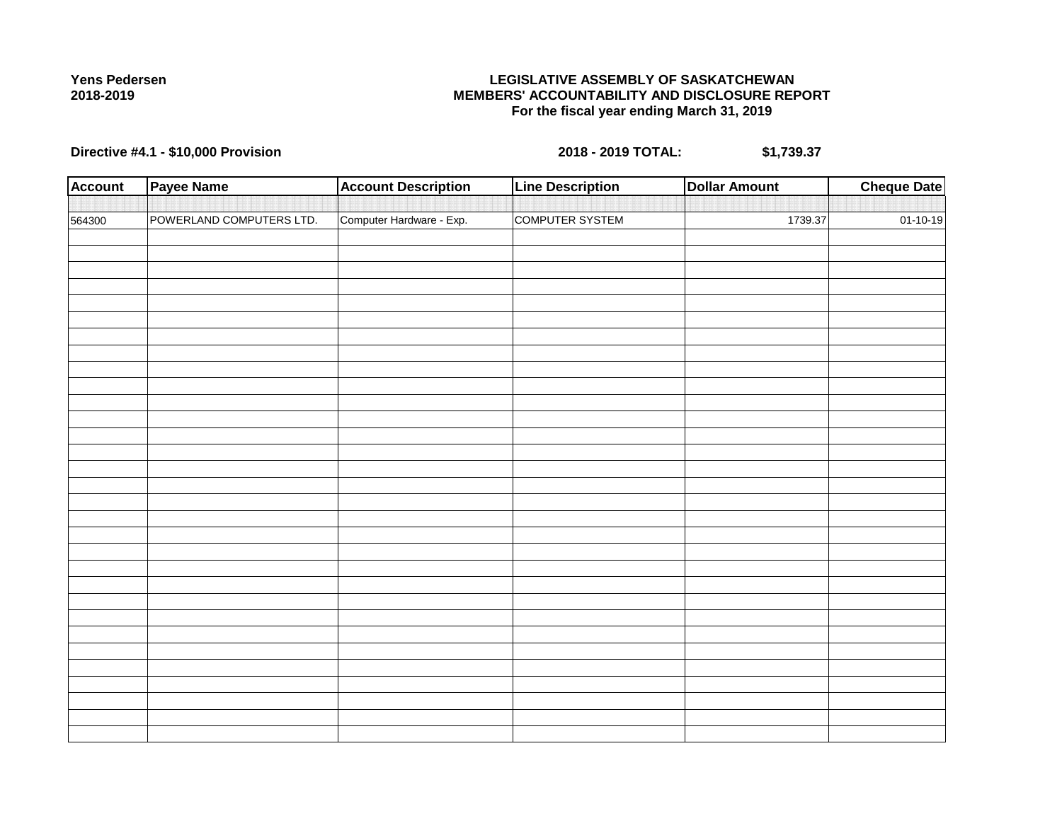**Yens Pedersen**
**2018-2019**

**LEGISLATIVE ASSEMBLY OF SASKATCHEWAN**
**MEMBERS' ACCOUNTABILITY AND DISCLOSURE REPORT**
**For the fiscal year ending March 31, 2019**

**Directive #4.1 - $10,000 Provision** **2018 - 2019 TOTAL:** **$1,739.37**

| Account | Payee Name | Account Description | Line Description | Dollar Amount | Cheque Date |
|---|---|---|---|---|---|
| 564300 | POWERLAND COMPUTERS LTD. | Computer Hardware - Exp. | COMPUTER SYSTEM | 1739.37 | 01-10-19 |